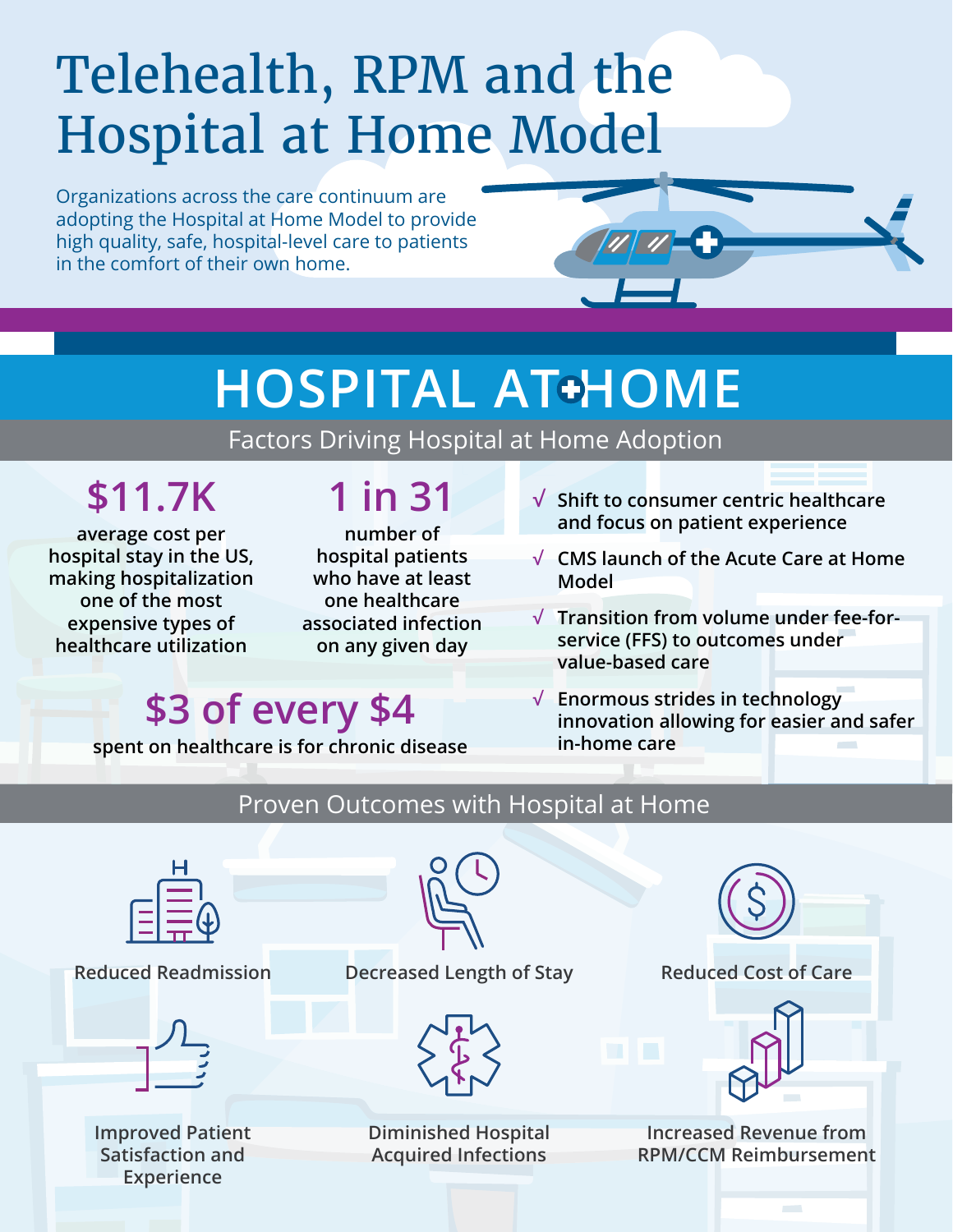# Telehealth, RPM and the Hospital at Home Model

Organizations across the care continuum are adopting the Hospital at Home Model to provide high quality, safe, hospital-level care to patients in the comfort of their own home.

## HOSPITAL AT HOME

### Factors Driving Hospital at Home Adoption

**$11.7K**

average cost per hospital stay in the US, making hospitalization one of the most expensive types of healthcare utilization

**1 in 31**

number of hospital patients who have at least one healthcare associated infection on any given day

**$3 of every $4**

spent on healthcare is for chronic disease

- √ Shift to consumer centric healthcare and focus on patient experience
- √ CMS launch of the Acute Care at Home Model
- √ Transition from volume under fee-for-service (FFS) to outcomes under value-based care
- √ Enormous strides in technology innovation allowing for easier and safer in-home care

### Proven Outcomes with Hospital at Home

- Reduced Readmission
- Decreased Length of Stay
- Reduced Cost of Care
- Improved Patient Satisfaction and Experience
- Diminished Hospital Acquired Infections
- Increased Revenue from RPM/CCM Reimbursement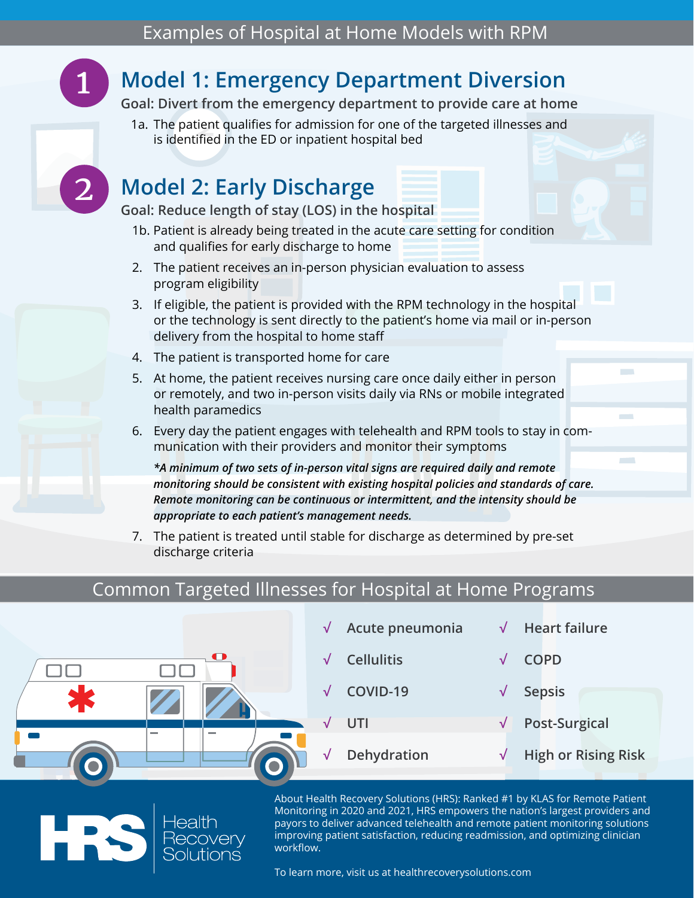## Examples of Hospital at Home Models with RPM

### 1 Model 1: Emergency Department Diversion

**Goal: Divert from the emergency department to provide care at home**

1a. The patient qualifies for admission for one of the targeted illnesses and is identified in the ED or inpatient hospital bed

### 2 Model 2: Early Discharge

**Goal: Reduce length of stay (LOS) in the hospital**

1b. Patient is already being treated in the acute care setting for condition and qualifies for early discharge to home

2. The patient receives an in-person physician evaluation to assess program eligibility
3. If eligible, the patient is provided with the RPM technology in the hospital or the technology is sent directly to the patient's home via mail or in-person delivery from the hospital to home staff
4. The patient is transported home for care
5. At home, the patient receives nursing care once daily either in person or remotely, and two in-person visits daily via RNs or mobile integrated health paramedics
6. Every day the patient engages with telehealth and RPM tools to stay in communication with their providers and monitor their symptoms

   ***A minimum of two sets of in-person vital signs are required daily and remote monitoring should be consistent with existing hospital policies and standards of care. Remote monitoring can be continuous or intermittent, and the intensity should be appropriate to each patient's management needs.***

7. The patient is treated until stable for discharge as determined by pre-set discharge criteria

## Common Targeted Illnesses for Hospital at Home Programs

- √ Acute pneumonia
- √ Cellulitis
- √ COVID-19
- √ UTI
- √ Dehydration
- √ Heart failure
- √ COPD
- √ Sepsis
- √ Post-Surgical
- √ High or Rising Risk

HRS Health Recovery Solutions

About Health Recovery Solutions (HRS): Ranked #1 by KLAS for Remote Patient Monitoring in 2020 and 2021, HRS empowers the nation's largest providers and payors to deliver advanced telehealth and remote patient monitoring solutions improving patient satisfaction, reducing readmission, and optimizing clinician workflow.

To learn more, visit us at healthrecoverysolutions.com